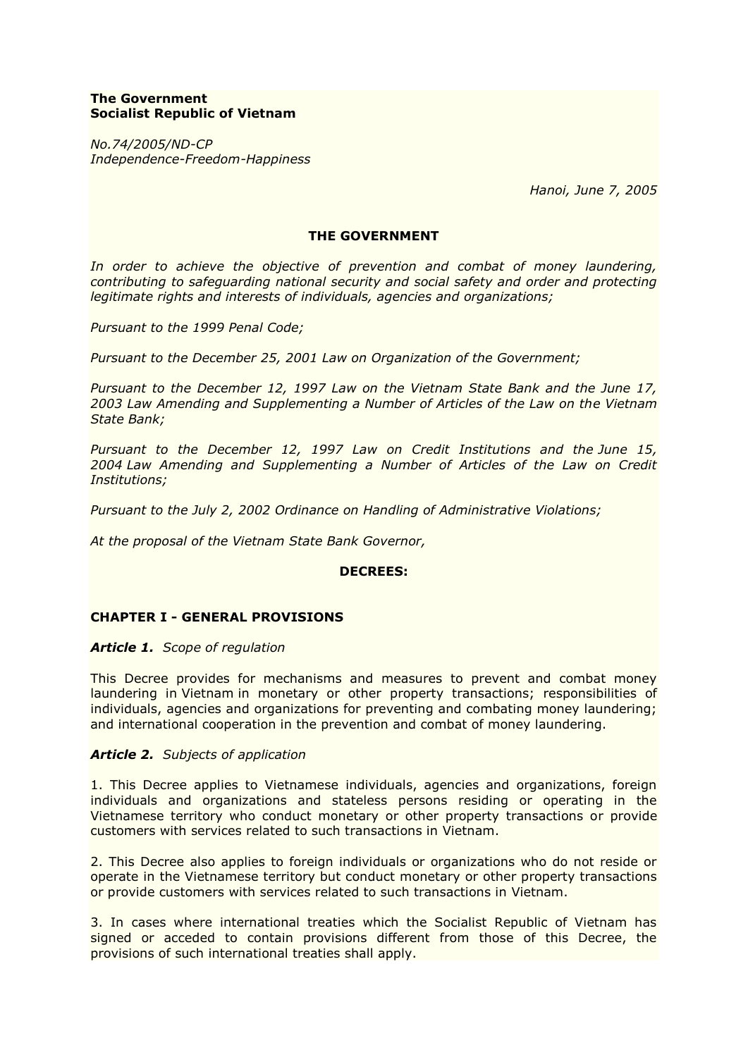**The Government**
**Socialist Republic of Vietnam**

*No.74/2005/ND-CP*
*Independence-Freedom-Happiness*

*Hanoi, June 7, 2005*

**THE GOVERNMENT**

*In order to achieve the objective of prevention and combat of money laundering, contributing to safeguarding national security and social safety and order and protecting legitimate rights and interests of individuals, agencies and organizations;*

*Pursuant to the 1999 Penal Code;*

*Pursuant to the December 25, 2001 Law on Organization of the Government;*

*Pursuant to the December 12, 1997 Law on the Vietnam State Bank and the June 17, 2003 Law Amending and Supplementing a Number of Articles of the Law on the Vietnam State Bank;*

*Pursuant to the December 12, 1997 Law on Credit Institutions and the June 15, 2004 Law Amending and Supplementing a Number of Articles of the Law on Credit Institutions;*

*Pursuant to the July 2, 2002 Ordinance on Handling of Administrative Violations;*

*At the proposal of the Vietnam State Bank Governor,*

**DECREES:**

## CHAPTER I - GENERAL PROVISIONS

***Article 1.*** *Scope of regulation*

This Decree provides for mechanisms and measures to prevent and combat money laundering in Vietnam in monetary or other property transactions; responsibilities of individuals, agencies and organizations for preventing and combating money laundering; and international cooperation in the prevention and combat of money laundering.

***Article 2.*** *Subjects of application*

1. This Decree applies to Vietnamese individuals, agencies and organizations, foreign individuals and organizations and stateless persons residing or operating in the Vietnamese territory who conduct monetary or other property transactions or provide customers with services related to such transactions in Vietnam.

2. This Decree also applies to foreign individuals or organizations who do not reside or operate in the Vietnamese territory but conduct monetary or other property transactions or provide customers with services related to such transactions in Vietnam.

3. In cases where international treaties which the Socialist Republic of Vietnam has signed or acceded to contain provisions different from those of this Decree, the provisions of such international treaties shall apply.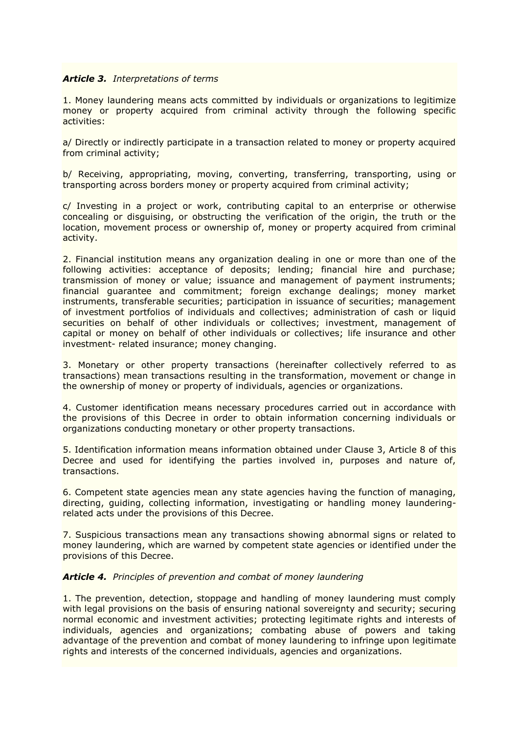***Article 3.*** *Interpretations of terms*

1. Money laundering means acts committed by individuals or organizations to legitimize money or property acquired from criminal activity through the following specific activities:

a/ Directly or indirectly participate in a transaction related to money or property acquired from criminal activity;

b/ Receiving, appropriating, moving, converting, transferring, transporting, using or transporting across borders money or property acquired from criminal activity;

c/ Investing in a project or work, contributing capital to an enterprise or otherwise concealing or disguising, or obstructing the verification of the origin, the truth or the location, movement process or ownership of, money or property acquired from criminal activity.

2. Financial institution means any organization dealing in one or more than one of the following activities: acceptance of deposits; lending; financial hire and purchase; transmission of money or value; issuance and management of payment instruments; financial guarantee and commitment; foreign exchange dealings; money market instruments, transferable securities; participation in issuance of securities; management of investment portfolios of individuals and collectives; administration of cash or liquid securities on behalf of other individuals or collectives; investment, management of capital or money on behalf of other individuals or collectives; life insurance and other investment- related insurance; money changing.

3. Monetary or other property transactions (hereinafter collectively referred to as transactions) mean transactions resulting in the transformation, movement or change in the ownership of money or property of individuals, agencies or organizations.

4. Customer identification means necessary procedures carried out in accordance with the provisions of this Decree in order to obtain information concerning individuals or organizations conducting monetary or other property transactions.

5. Identification information means information obtained under Clause 3, Article 8 of this Decree and used for identifying the parties involved in, purposes and nature of, transactions.

6. Competent state agencies mean any state agencies having the function of managing, directing, guiding, collecting information, investigating or handling money laundering-related acts under the provisions of this Decree.

7. Suspicious transactions mean any transactions showing abnormal signs or related to money laundering, which are warned by competent state agencies or identified under the provisions of this Decree.

***Article 4.*** *Principles of prevention and combat of money laundering*

1. The prevention, detection, stoppage and handling of money laundering must comply with legal provisions on the basis of ensuring national sovereignty and security; securing normal economic and investment activities; protecting legitimate rights and interests of individuals, agencies and organizations; combating abuse of powers and taking advantage of the prevention and combat of money laundering to infringe upon legitimate rights and interests of the concerned individuals, agencies and organizations.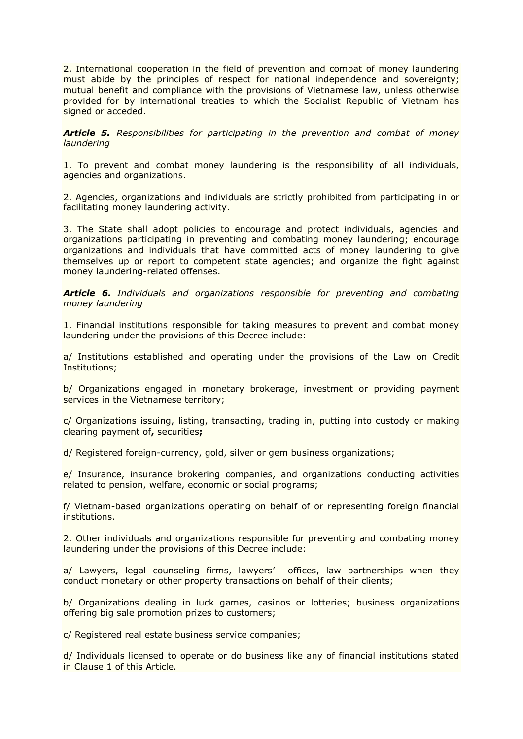2. International cooperation in the field of prevention and combat of money laundering must abide by the principles of respect for national independence and sovereignty; mutual benefit and compliance with the provisions of Vietnamese law, unless otherwise provided for by international treaties to which the Socialist Republic of Vietnam has signed or acceded.

***Article 5.*** *Responsibilities for participating in the prevention and combat of money laundering*

1. To prevent and combat money laundering is the responsibility of all individuals, agencies and organizations.

2. Agencies, organizations and individuals are strictly prohibited from participating in or facilitating money laundering activity.

3. The State shall adopt policies to encourage and protect individuals, agencies and organizations participating in preventing and combating money laundering; encourage organizations and individuals that have committed acts of money laundering to give themselves up or report to competent state agencies; and organize the fight against money laundering-related offenses.

***Article 6.*** *Individuals and organizations responsible for preventing and combating money laundering*

1. Financial institutions responsible for taking measures to prevent and combat money laundering under the provisions of this Decree include:

a/ Institutions established and operating under the provisions of the Law on Credit Institutions;

b/ Organizations engaged in monetary brokerage, investment or providing payment services in the Vietnamese territory;

c/ Organizations issuing, listing, transacting, trading in, putting into custody or making clearing payment of**,** securities**;**

d/ Registered foreign-currency, gold, silver or gem business organizations;

e/ Insurance, insurance brokering companies, and organizations conducting activities related to pension, welfare, economic or social programs;

f/ Vietnam-based organizations operating on behalf of or representing foreign financial institutions.

2. Other individuals and organizations responsible for preventing and combating money laundering under the provisions of this Decree include:

a/ Lawyers, legal counseling firms, lawyers' offices, law partnerships when they conduct monetary or other property transactions on behalf of their clients;

b/ Organizations dealing in luck games, casinos or lotteries; business organizations offering big sale promotion prizes to customers;

c/ Registered real estate business service companies;

d/ Individuals licensed to operate or do business like any of financial institutions stated in Clause 1 of this Article.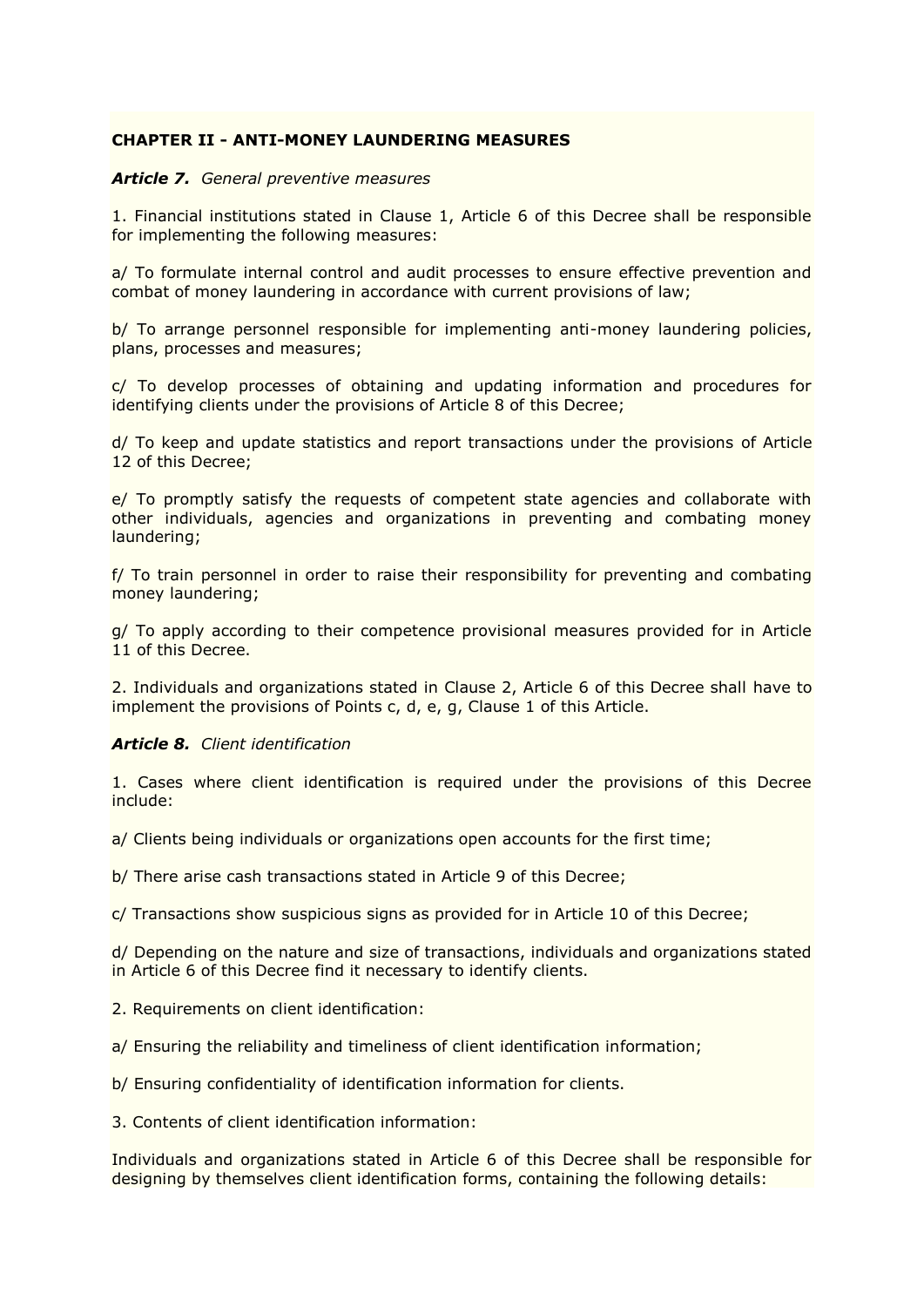**CHAPTER II - ANTI-MONEY LAUNDERING MEASURES**

***Article 7.*** *General preventive measures*

1. Financial institutions stated in Clause 1, Article 6 of this Decree shall be responsible for implementing the following measures:

a/ To formulate internal control and audit processes to ensure effective prevention and combat of money laundering in accordance with current provisions of law;

b/ To arrange personnel responsible for implementing anti-money laundering policies, plans, processes and measures;

c/ To develop processes of obtaining and updating information and procedures for identifying clients under the provisions of Article 8 of this Decree;

d/ To keep and update statistics and report transactions under the provisions of Article 12 of this Decree;

e/ To promptly satisfy the requests of competent state agencies and collaborate with other individuals, agencies and organizations in preventing and combating money laundering;

f/ To train personnel in order to raise their responsibility for preventing and combating money laundering;

g/ To apply according to their competence provisional measures provided for in Article 11 of this Decree.

2. Individuals and organizations stated in Clause 2, Article 6 of this Decree shall have to implement the provisions of Points c, d, e, g, Clause 1 of this Article.

***Article 8.*** *Client identification*

1. Cases where client identification is required under the provisions of this Decree include:

a/ Clients being individuals or organizations open accounts for the first time;

b/ There arise cash transactions stated in Article 9 of this Decree;

c/ Transactions show suspicious signs as provided for in Article 10 of this Decree;

d/ Depending on the nature and size of transactions, individuals and organizations stated in Article 6 of this Decree find it necessary to identify clients.

2. Requirements on client identification:

a/ Ensuring the reliability and timeliness of client identification information;

b/ Ensuring confidentiality of identification information for clients.

3. Contents of client identification information:

Individuals and organizations stated in Article 6 of this Decree shall be responsible for designing by themselves client identification forms, containing the following details: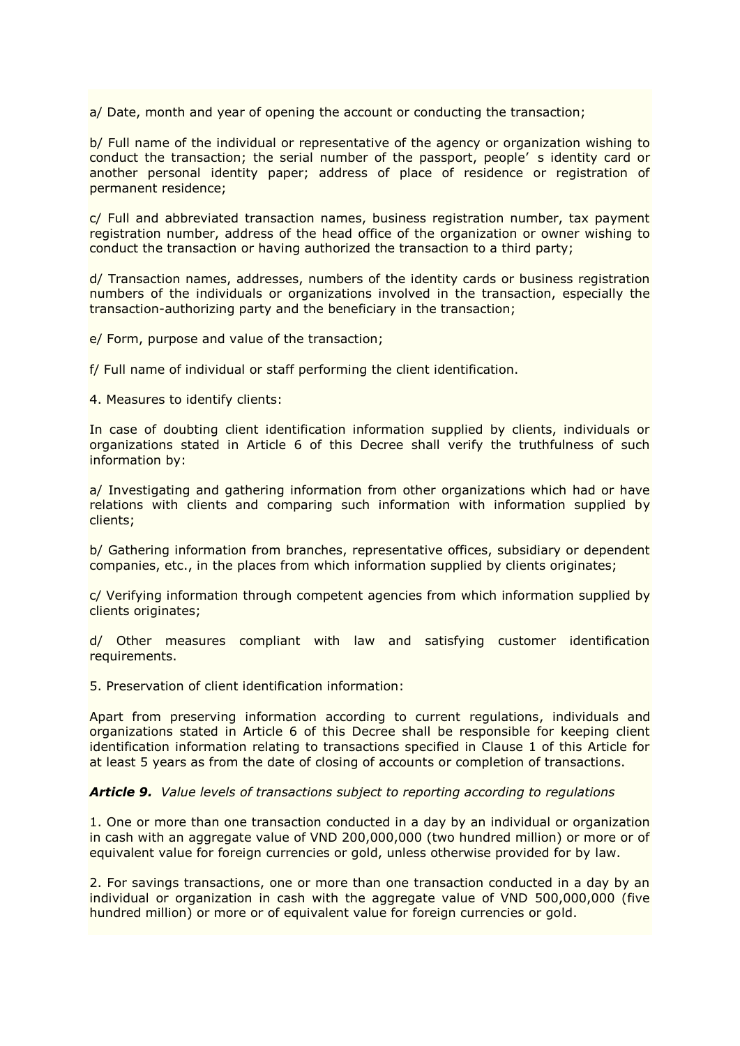a/ Date, month and year of opening the account or conducting the transaction;

b/ Full name of the individual or representative of the agency or organization wishing to conduct the transaction; the serial number of the passport, people' s identity card or another personal identity paper; address of place of residence or registration of permanent residence;

c/ Full and abbreviated transaction names, business registration number, tax payment registration number, address of the head office of the organization or owner wishing to conduct the transaction or having authorized the transaction to a third party;

d/ Transaction names, addresses, numbers of the identity cards or business registration numbers of the individuals or organizations involved in the transaction, especially the transaction-authorizing party and the beneficiary in the transaction;

e/ Form, purpose and value of the transaction;

f/ Full name of individual or staff performing the client identification.

4. Measures to identify clients:

In case of doubting client identification information supplied by clients, individuals or organizations stated in Article 6 of this Decree shall verify the truthfulness of such information by:

a/ Investigating and gathering information from other organizations which had or have relations with clients and comparing such information with information supplied by clients;

b/ Gathering information from branches, representative offices, subsidiary or dependent companies, etc., in the places from which information supplied by clients originates;

c/ Verifying information through competent agencies from which information supplied by clients originates;

d/ Other measures compliant with law and satisfying customer identification requirements.

5. Preservation of client identification information:

Apart from preserving information according to current regulations, individuals and organizations stated in Article 6 of this Decree shall be responsible for keeping client identification information relating to transactions specified in Clause 1 of this Article for at least 5 years as from the date of closing of accounts or completion of transactions.

***Article 9.*** *Value levels of transactions subject to reporting according to regulations*

1. One or more than one transaction conducted in a day by an individual or organization in cash with an aggregate value of VND 200,000,000 (two hundred million) or more or of equivalent value for foreign currencies or gold, unless otherwise provided for by law.

2. For savings transactions, one or more than one transaction conducted in a day by an individual or organization in cash with the aggregate value of VND 500,000,000 (five hundred million) or more or of equivalent value for foreign currencies or gold.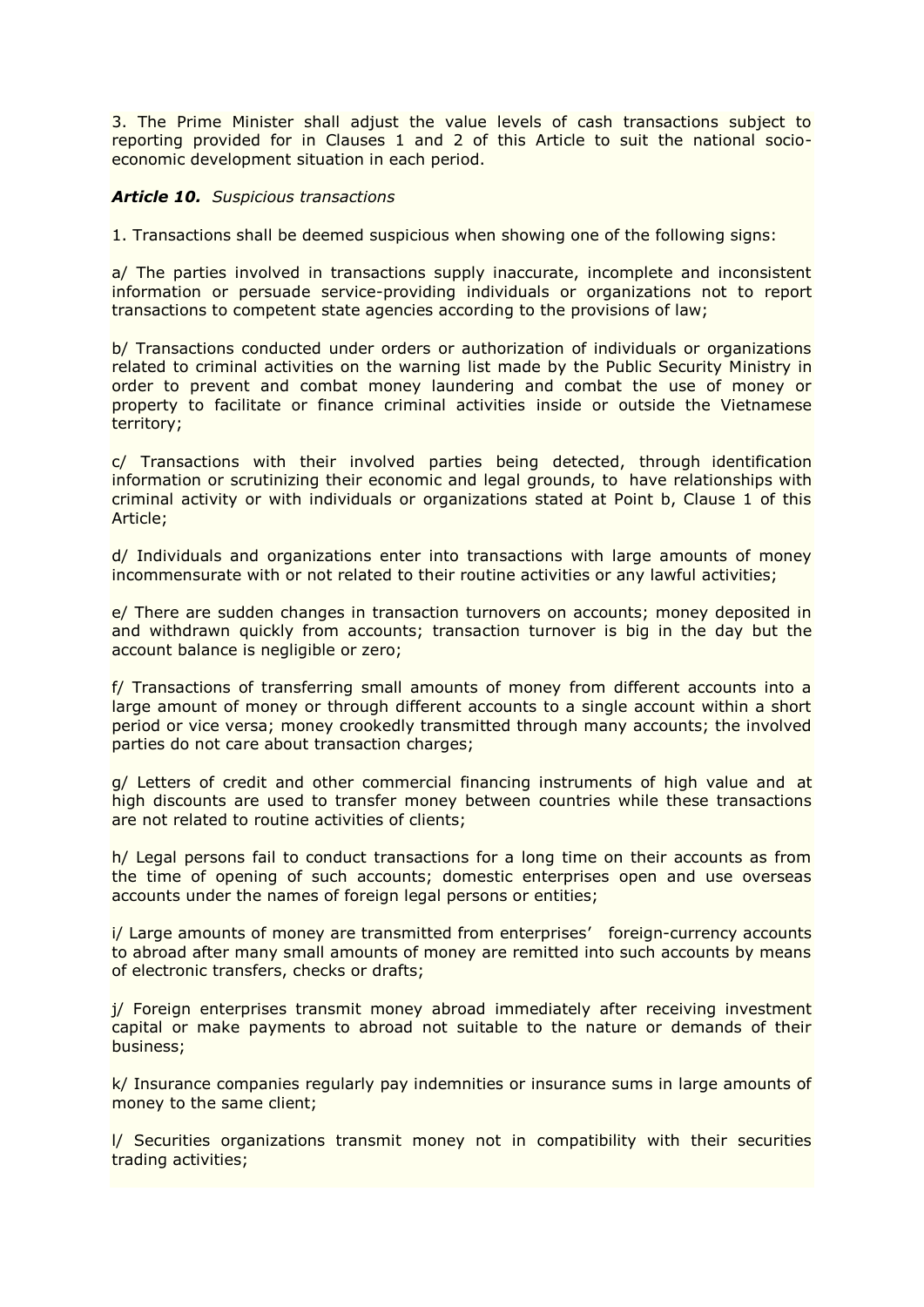3. The Prime Minister shall adjust the value levels of cash transactions subject to reporting provided for in Clauses 1 and 2 of this Article to suit the national socio-economic development situation in each period.

***Article 10.*** *Suspicious transactions*

1. Transactions shall be deemed suspicious when showing one of the following signs:

a/ The parties involved in transactions supply inaccurate, incomplete and inconsistent information or persuade service-providing individuals or organizations not to report transactions to competent state agencies according to the provisions of law;

b/ Transactions conducted under orders or authorization of individuals or organizations related to criminal activities on the warning list made by the Public Security Ministry in order to prevent and combat money laundering and combat the use of money or property to facilitate or finance criminal activities inside or outside the Vietnamese territory;

c/ Transactions with their involved parties being detected, through identification information or scrutinizing their economic and legal grounds, to have relationships with criminal activity or with individuals or organizations stated at Point b, Clause 1 of this Article;

d/ Individuals and organizations enter into transactions with large amounts of money incommensurate with or not related to their routine activities or any lawful activities;

e/ There are sudden changes in transaction turnovers on accounts; money deposited in and withdrawn quickly from accounts; transaction turnover is big in the day but the account balance is negligible or zero;

f/ Transactions of transferring small amounts of money from different accounts into a large amount of money or through different accounts to a single account within a short period or vice versa; money crookedly transmitted through many accounts; the involved parties do not care about transaction charges;

g/ Letters of credit and other commercial financing instruments of high value and at high discounts are used to transfer money between countries while these transactions are not related to routine activities of clients;

h/ Legal persons fail to conduct transactions for a long time on their accounts as from the time of opening of such accounts; domestic enterprises open and use overseas accounts under the names of foreign legal persons or entities;

i/ Large amounts of money are transmitted from enterprises' foreign-currency accounts to abroad after many small amounts of money are remitted into such accounts by means of electronic transfers, checks or drafts;

j/ Foreign enterprises transmit money abroad immediately after receiving investment capital or make payments to abroad not suitable to the nature or demands of their business;

k/ Insurance companies regularly pay indemnities or insurance sums in large amounts of money to the same client;

l/ Securities organizations transmit money not in compatibility with their securities trading activities;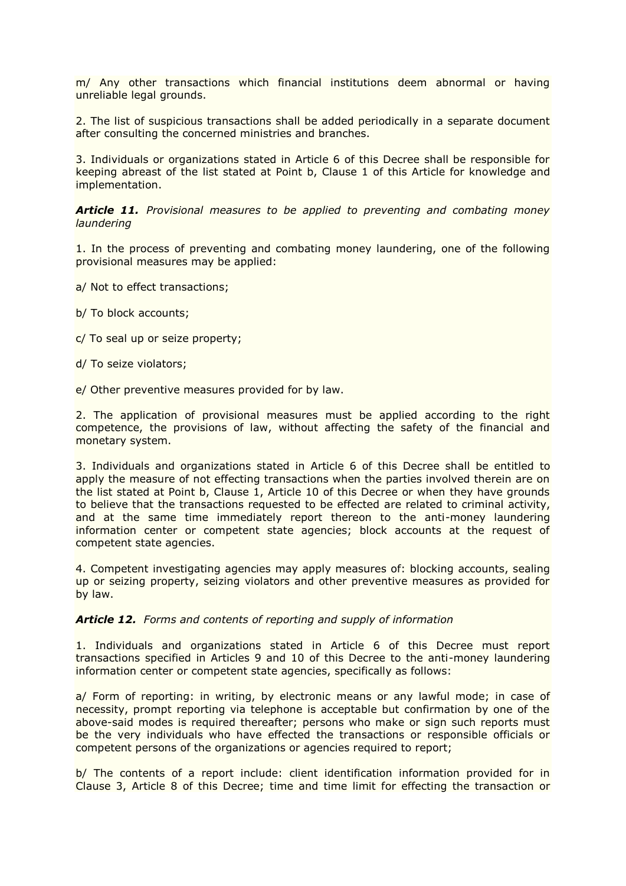m/ Any other transactions which financial institutions deem abnormal or having unreliable legal grounds.

2. The list of suspicious transactions shall be added periodically in a separate document after consulting the concerned ministries and branches.

3. Individuals or organizations stated in Article 6 of this Decree shall be responsible for keeping abreast of the list stated at Point b, Clause 1 of this Article for knowledge and implementation.

***Article 11.*** *Provisional measures to be applied to preventing and combating money laundering*

1. In the process of preventing and combating money laundering, one of the following provisional measures may be applied:

a/ Not to effect transactions;

b/ To block accounts;

c/ To seal up or seize property;

d/ To seize violators;

e/ Other preventive measures provided for by law.

2. The application of provisional measures must be applied according to the right competence, the provisions of law, without affecting the safety of the financial and monetary system.

3. Individuals and organizations stated in Article 6 of this Decree shall be entitled to apply the measure of not effecting transactions when the parties involved therein are on the list stated at Point b, Clause 1, Article 10 of this Decree or when they have grounds to believe that the transactions requested to be effected are related to criminal activity, and at the same time immediately report thereon to the anti-money laundering information center or competent state agencies; block accounts at the request of competent state agencies.

4. Competent investigating agencies may apply measures of: blocking accounts, sealing up or seizing property, seizing violators and other preventive measures as provided for by law.

***Article 12.*** *Forms and contents of reporting and supply of information*

1. Individuals and organizations stated in Article 6 of this Decree must report transactions specified in Articles 9 and 10 of this Decree to the anti-money laundering information center or competent state agencies, specifically as follows:

a/ Form of reporting: in writing, by electronic means or any lawful mode; in case of necessity, prompt reporting via telephone is acceptable but confirmation by one of the above-said modes is required thereafter; persons who make or sign such reports must be the very individuals who have effected the transactions or responsible officials or competent persons of the organizations or agencies required to report;

b/ The contents of a report include: client identification information provided for in Clause 3, Article 8 of this Decree; time and time limit for effecting the transaction or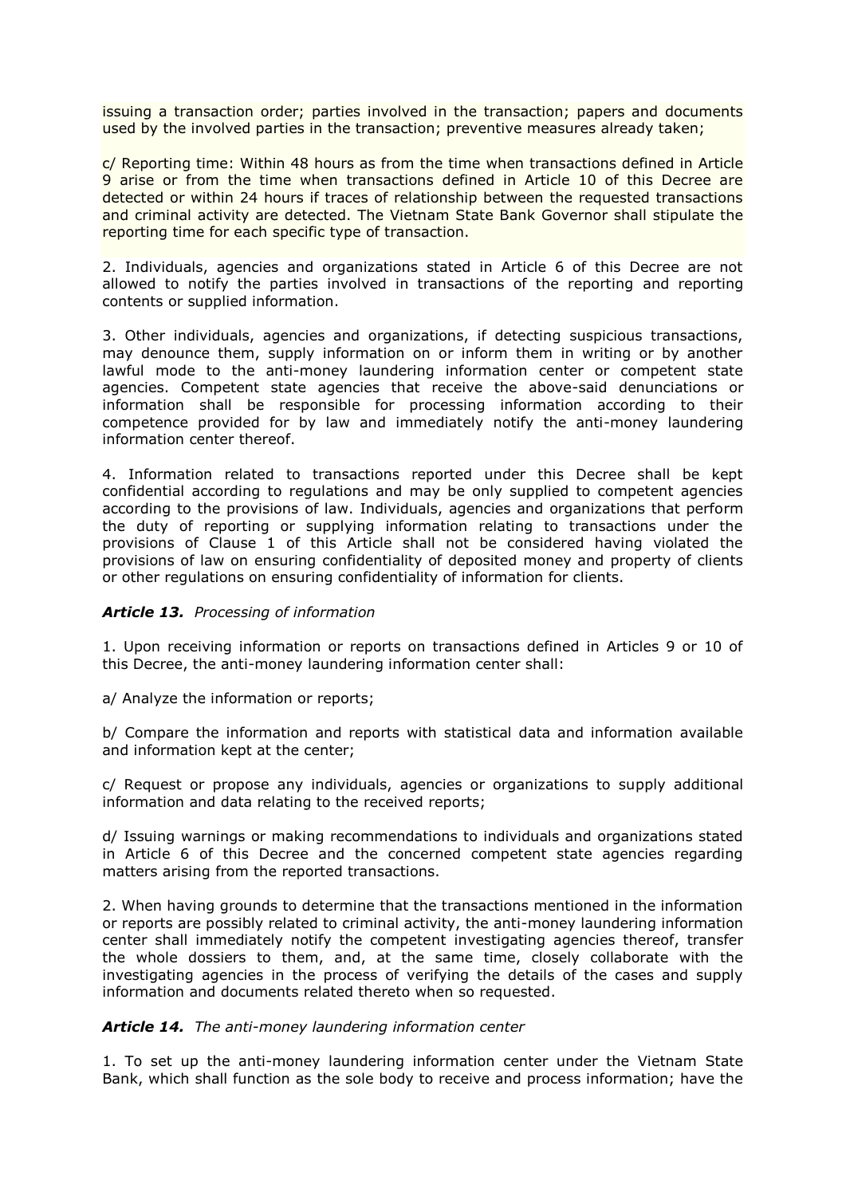issuing a transaction order; parties involved in the transaction; papers and documents used by the involved parties in the transaction; preventive measures already taken;

c/ Reporting time: Within 48 hours as from the time when transactions defined in Article 9 arise or from the time when transactions defined in Article 10 of this Decree are detected or within 24 hours if traces of relationship between the requested transactions and criminal activity are detected. The Vietnam State Bank Governor shall stipulate the reporting time for each specific type of transaction.

2. Individuals, agencies and organizations stated in Article 6 of this Decree are not allowed to notify the parties involved in transactions of the reporting and reporting contents or supplied information.

3. Other individuals, agencies and organizations, if detecting suspicious transactions, may denounce them, supply information on or inform them in writing or by another lawful mode to the anti-money laundering information center or competent state agencies. Competent state agencies that receive the above-said denunciations or information shall be responsible for processing information according to their competence provided for by law and immediately notify the anti-money laundering information center thereof.

4. Information related to transactions reported under this Decree shall be kept confidential according to regulations and may be only supplied to competent agencies according to the provisions of law. Individuals, agencies and organizations that perform the duty of reporting or supplying information relating to transactions under the provisions of Clause 1 of this Article shall not be considered having violated the provisions of law on ensuring confidentiality of deposited money and property of clients or other regulations on ensuring confidentiality of information for clients.

***Article 13.*** *Processing of information*

1. Upon receiving information or reports on transactions defined in Articles 9 or 10 of this Decree, the anti-money laundering information center shall:

a/ Analyze the information or reports;

b/ Compare the information and reports with statistical data and information available and information kept at the center;

c/ Request or propose any individuals, agencies or organizations to supply additional information and data relating to the received reports;

d/ Issuing warnings or making recommendations to individuals and organizations stated in Article 6 of this Decree and the concerned competent state agencies regarding matters arising from the reported transactions.

2. When having grounds to determine that the transactions mentioned in the information or reports are possibly related to criminal activity, the anti-money laundering information center shall immediately notify the competent investigating agencies thereof, transfer the whole dossiers to them, and, at the same time, closely collaborate with the investigating agencies in the process of verifying the details of the cases and supply information and documents related thereto when so requested.

***Article 14.*** *The anti-money laundering information center*

1. To set up the anti-money laundering information center under the Vietnam State Bank, which shall function as the sole body to receive and process information; have the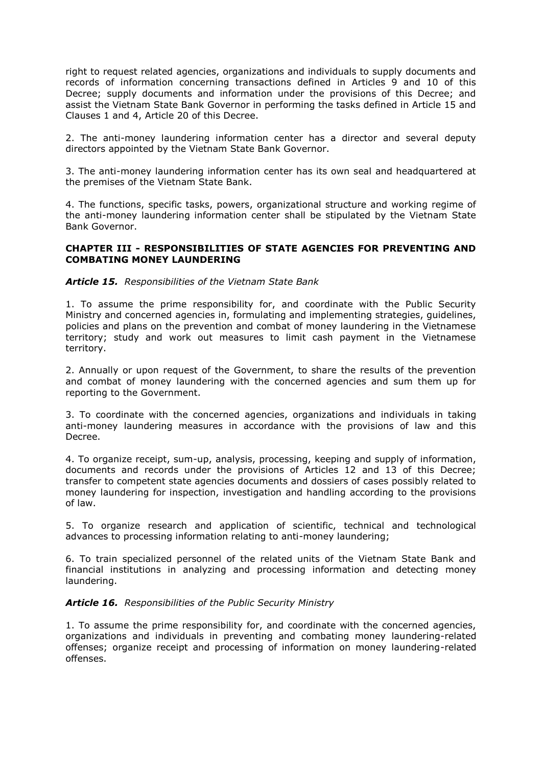right to request related agencies, organizations and individuals to supply documents and records of information concerning transactions defined in Articles 9 and 10 of this Decree; supply documents and information under the provisions of this Decree; and assist the Vietnam State Bank Governor in performing the tasks defined in Article 15 and Clauses 1 and 4, Article 20 of this Decree.

2. The anti-money laundering information center has a director and several deputy directors appointed by the Vietnam State Bank Governor.

3. The anti-money laundering information center has its own seal and headquartered at the premises of the Vietnam State Bank.

4. The functions, specific tasks, powers, organizational structure and working regime of the anti-money laundering information center shall be stipulated by the Vietnam State Bank Governor.

## CHAPTER III - RESPONSIBILITIES OF STATE AGENCIES FOR PREVENTING AND COMBATING MONEY LAUNDERING

***Article 15.*** *Responsibilities of the Vietnam State Bank*

1. To assume the prime responsibility for, and coordinate with the Public Security Ministry and concerned agencies in, formulating and implementing strategies, guidelines, policies and plans on the prevention and combat of money laundering in the Vietnamese territory; study and work out measures to limit cash payment in the Vietnamese territory.

2. Annually or upon request of the Government, to share the results of the prevention and combat of money laundering with the concerned agencies and sum them up for reporting to the Government.

3. To coordinate with the concerned agencies, organizations and individuals in taking anti-money laundering measures in accordance with the provisions of law and this Decree.

4. To organize receipt, sum-up, analysis, processing, keeping and supply of information, documents and records under the provisions of Articles 12 and 13 of this Decree; transfer to competent state agencies documents and dossiers of cases possibly related to money laundering for inspection, investigation and handling according to the provisions of law.

5. To organize research and application of scientific, technical and technological advances to processing information relating to anti-money laundering;

6. To train specialized personnel of the related units of the Vietnam State Bank and financial institutions in analyzing and processing information and detecting money laundering.

***Article 16.*** *Responsibilities of the Public Security Ministry*

1. To assume the prime responsibility for, and coordinate with the concerned agencies, organizations and individuals in preventing and combating money laundering-related offenses; organize receipt and processing of information on money laundering-related offenses.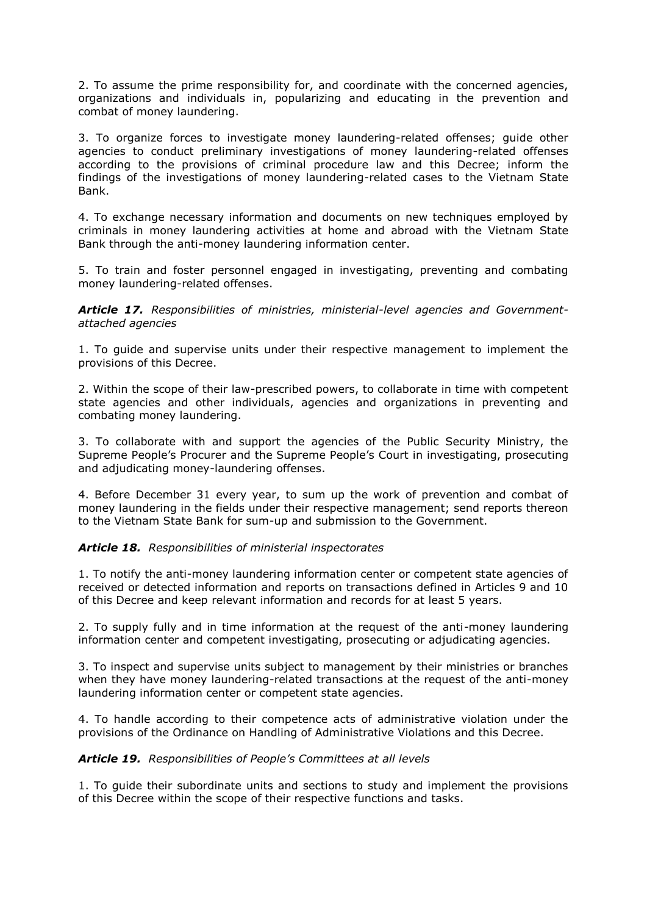2. To assume the prime responsibility for, and coordinate with the concerned agencies, organizations and individuals in, popularizing and educating in the prevention and combat of money laundering.

3. To organize forces to investigate money laundering-related offenses; guide other agencies to conduct preliminary investigations of money laundering-related offenses according to the provisions of criminal procedure law and this Decree; inform the findings of the investigations of money laundering-related cases to the Vietnam State Bank.

4. To exchange necessary information and documents on new techniques employed by criminals in money laundering activities at home and abroad with the Vietnam State Bank through the anti-money laundering information center.

5. To train and foster personnel engaged in investigating, preventing and combating money laundering-related offenses.

***Article 17.*** *Responsibilities of ministries, ministerial-level agencies and Government-attached agencies*

1. To guide and supervise units under their respective management to implement the provisions of this Decree.

2. Within the scope of their law-prescribed powers, to collaborate in time with competent state agencies and other individuals, agencies and organizations in preventing and combating money laundering.

3. To collaborate with and support the agencies of the Public Security Ministry, the Supreme People's Procurer and the Supreme People's Court in investigating, prosecuting and adjudicating money-laundering offenses.

4. Before December 31 every year, to sum up the work of prevention and combat of money laundering in the fields under their respective management; send reports thereon to the Vietnam State Bank for sum-up and submission to the Government.

***Article 18.*** *Responsibilities of ministerial inspectorates*

1. To notify the anti-money laundering information center or competent state agencies of received or detected information and reports on transactions defined in Articles 9 and 10 of this Decree and keep relevant information and records for at least 5 years.

2. To supply fully and in time information at the request of the anti-money laundering information center and competent investigating, prosecuting or adjudicating agencies.

3. To inspect and supervise units subject to management by their ministries or branches when they have money laundering-related transactions at the request of the anti-money laundering information center or competent state agencies.

4. To handle according to their competence acts of administrative violation under the provisions of the Ordinance on Handling of Administrative Violations and this Decree.

***Article 19.*** *Responsibilities of People's Committees at all levels*

1. To guide their subordinate units and sections to study and implement the provisions of this Decree within the scope of their respective functions and tasks.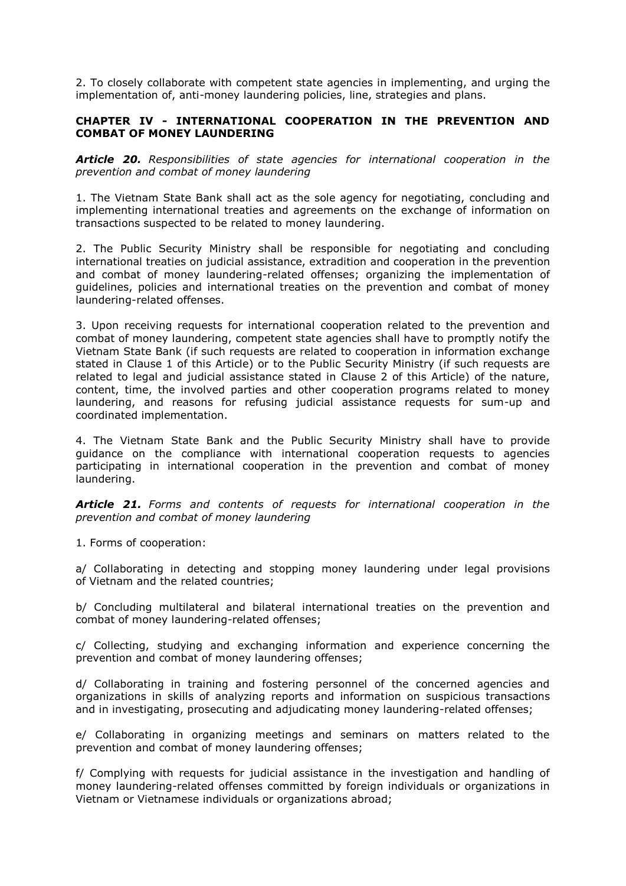2. To closely collaborate with competent state agencies in implementing, and urging the implementation of, anti-money laundering policies, line, strategies and plans.

## CHAPTER IV - INTERNATIONAL COOPERATION IN THE PREVENTION AND COMBAT OF MONEY LAUNDERING

***Article 20.*** *Responsibilities of state agencies for international cooperation in the prevention and combat of money laundering*

1. The Vietnam State Bank shall act as the sole agency for negotiating, concluding and implementing international treaties and agreements on the exchange of information on transactions suspected to be related to money laundering.

2. The Public Security Ministry shall be responsible for negotiating and concluding international treaties on judicial assistance, extradition and cooperation in the prevention and combat of money laundering-related offenses; organizing the implementation of guidelines, policies and international treaties on the prevention and combat of money laundering-related offenses.

3. Upon receiving requests for international cooperation related to the prevention and combat of money laundering, competent state agencies shall have to promptly notify the Vietnam State Bank (if such requests are related to cooperation in information exchange stated in Clause 1 of this Article) or to the Public Security Ministry (if such requests are related to legal and judicial assistance stated in Clause 2 of this Article) of the nature, content, time, the involved parties and other cooperation programs related to money laundering, and reasons for refusing judicial assistance requests for sum-up and coordinated implementation.

4. The Vietnam State Bank and the Public Security Ministry shall have to provide guidance on the compliance with international cooperation requests to agencies participating in international cooperation in the prevention and combat of money laundering.

***Article 21.*** *Forms and contents of requests for international cooperation in the prevention and combat of money laundering*

1. Forms of cooperation:

a/ Collaborating in detecting and stopping money laundering under legal provisions of Vietnam and the related countries;

b/ Concluding multilateral and bilateral international treaties on the prevention and combat of money laundering-related offenses;

c/ Collecting, studying and exchanging information and experience concerning the prevention and combat of money laundering offenses;

d/ Collaborating in training and fostering personnel of the concerned agencies and organizations in skills of analyzing reports and information on suspicious transactions and in investigating, prosecuting and adjudicating money laundering-related offenses;

e/ Collaborating in organizing meetings and seminars on matters related to the prevention and combat of money laundering offenses;

f/ Complying with requests for judicial assistance in the investigation and handling of money laundering-related offenses committed by foreign individuals or organizations in Vietnam or Vietnamese individuals or organizations abroad;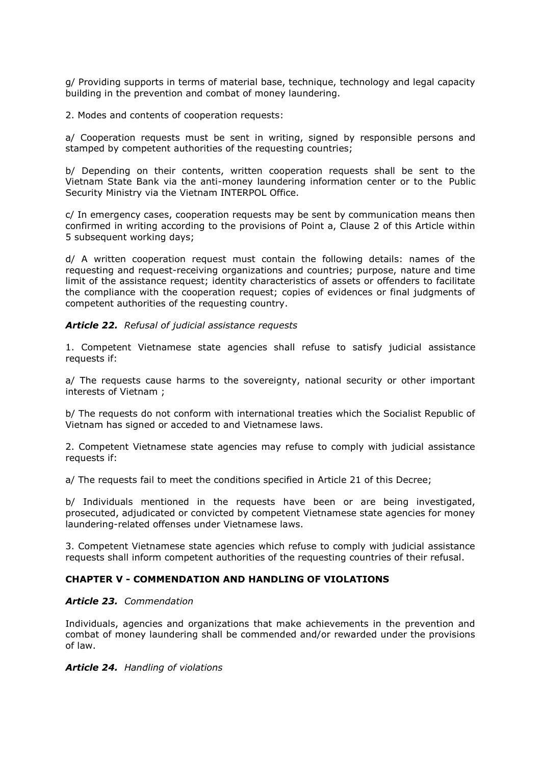g/ Providing supports in terms of material base, technique, technology and legal capacity building in the prevention and combat of money laundering.

2. Modes and contents of cooperation requests:

a/ Cooperation requests must be sent in writing, signed by responsible persons and stamped by competent authorities of the requesting countries;

b/ Depending on their contents, written cooperation requests shall be sent to the Vietnam State Bank via the anti-money laundering information center or to the Public Security Ministry via the Vietnam INTERPOL Office.

c/ In emergency cases, cooperation requests may be sent by communication means then confirmed in writing according to the provisions of Point a, Clause 2 of this Article within 5 subsequent working days;

d/ A written cooperation request must contain the following details: names of the requesting and request-receiving organizations and countries; purpose, nature and time limit of the assistance request; identity characteristics of assets or offenders to facilitate the compliance with the cooperation request; copies of evidences or final judgments of competent authorities of the requesting country.

***Article 22.*** *Refusal of judicial assistance requests*

1. Competent Vietnamese state agencies shall refuse to satisfy judicial assistance requests if:

a/ The requests cause harms to the sovereignty, national security or other important interests of Vietnam ;

b/ The requests do not conform with international treaties which the Socialist Republic of Vietnam has signed or acceded to and Vietnamese laws.

2. Competent Vietnamese state agencies may refuse to comply with judicial assistance requests if:

a/ The requests fail to meet the conditions specified in Article 21 of this Decree;

b/ Individuals mentioned in the requests have been or are being investigated, prosecuted, adjudicated or convicted by competent Vietnamese state agencies for money laundering-related offenses under Vietnamese laws.

3. Competent Vietnamese state agencies which refuse to comply with judicial assistance requests shall inform competent authorities of the requesting countries of their refusal.

## CHAPTER V - COMMENDATION AND HANDLING OF VIOLATIONS

***Article 23.*** *Commendation*

Individuals, agencies and organizations that make achievements in the prevention and combat of money laundering shall be commended and/or rewarded under the provisions of law.

***Article 24.*** *Handling of violations*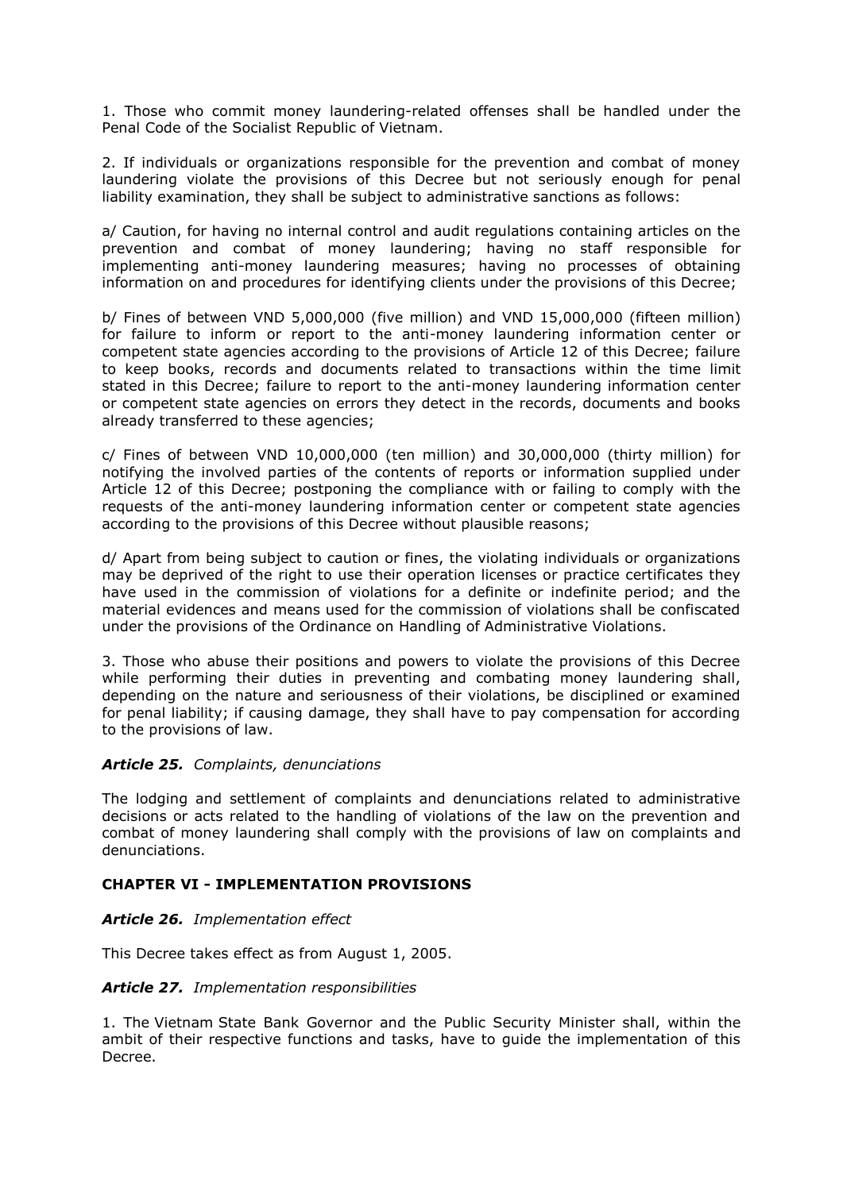1. Those who commit money laundering-related offenses shall be handled under the Penal Code of the Socialist Republic of Vietnam.

2. If individuals or organizations responsible for the prevention and combat of money laundering violate the provisions of this Decree but not seriously enough for penal liability examination, they shall be subject to administrative sanctions as follows:

a/ Caution, for having no internal control and audit regulations containing articles on the prevention and combat of money laundering; having no staff responsible for implementing anti-money laundering measures; having no processes of obtaining information on and procedures for identifying clients under the provisions of this Decree;

b/ Fines of between VND 5,000,000 (five million) and VND 15,000,000 (fifteen million) for failure to inform or report to the anti-money laundering information center or competent state agencies according to the provisions of Article 12 of this Decree; failure to keep books, records and documents related to transactions within the time limit stated in this Decree; failure to report to the anti-money laundering information center or competent state agencies on errors they detect in the records, documents and books already transferred to these agencies;

c/ Fines of between VND 10,000,000 (ten million) and 30,000,000 (thirty million) for notifying the involved parties of the contents of reports or information supplied under Article 12 of this Decree; postponing the compliance with or failing to comply with the requests of the anti-money laundering information center or competent state agencies according to the provisions of this Decree without plausible reasons;

d/ Apart from being subject to caution or fines, the violating individuals or organizations may be deprived of the right to use their operation licenses or practice certificates they have used in the commission of violations for a definite or indefinite period; and the material evidences and means used for the commission of violations shall be confiscated under the provisions of the Ordinance on Handling of Administrative Violations.

3. Those who abuse their positions and powers to violate the provisions of this Decree while performing their duties in preventing and combating money laundering shall, depending on the nature and seriousness of their violations, be disciplined or examined for penal liability; if causing damage, they shall have to pay compensation for according to the provisions of law.

***Article 25.*** *Complaints, denunciations*

The lodging and settlement of complaints and denunciations related to administrative decisions or acts related to the handling of violations of the law on the prevention and combat of money laundering shall comply with the provisions of law on complaints and denunciations.

## CHAPTER VI - IMPLEMENTATION PROVISIONS

***Article 26.*** *Implementation effect*

This Decree takes effect as from August 1, 2005.

***Article 27.*** *Implementation responsibilities*

1. The Vietnam State Bank Governor and the Public Security Minister shall, within the ambit of their respective functions and tasks, have to guide the implementation of this Decree.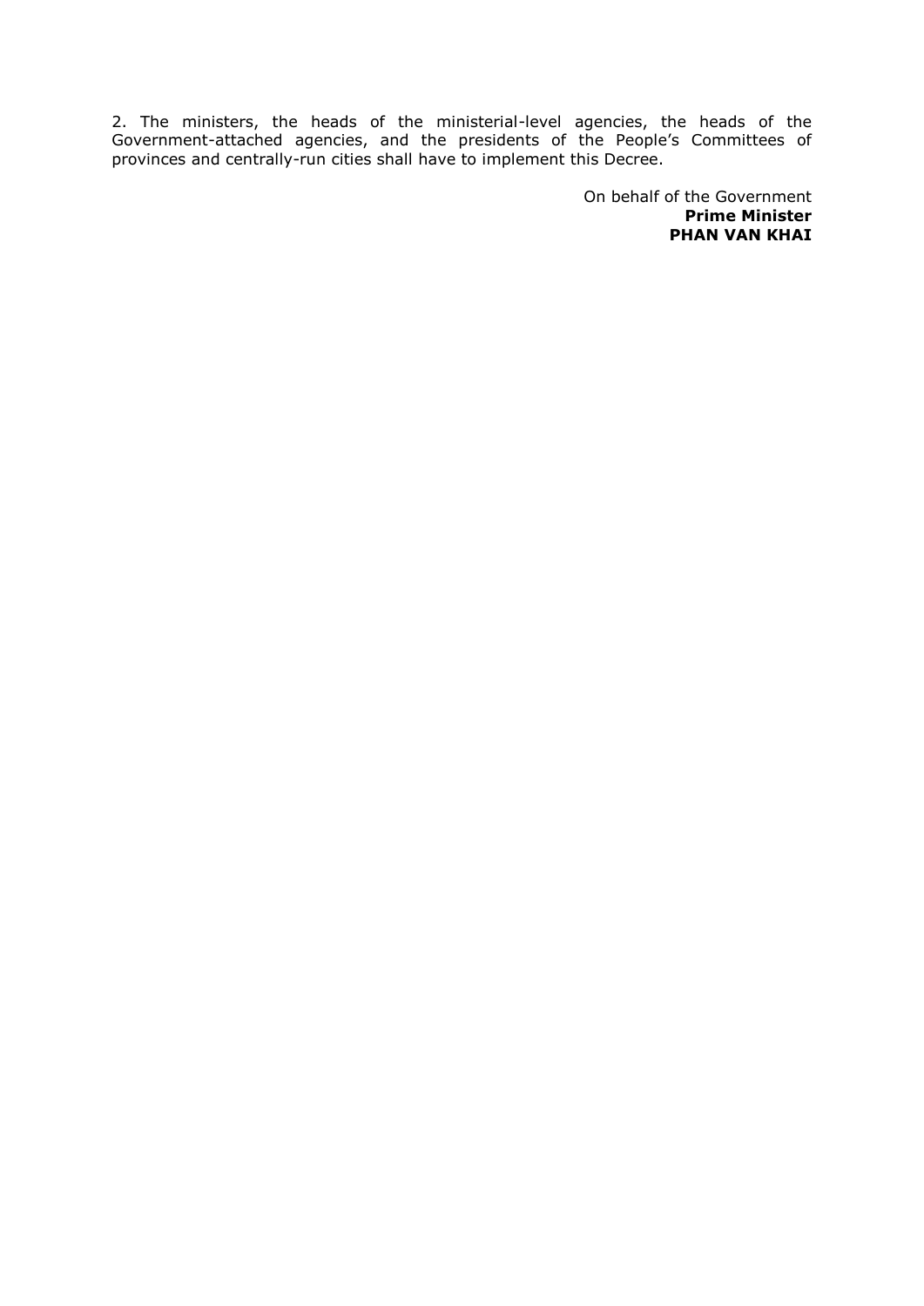2. The ministers, the heads of the ministerial-level agencies, the heads of the Government-attached agencies, and the presidents of the People's Committees of provinces and centrally-run cities shall have to implement this Decree.

On behalf of the Government
**Prime Minister**
**PHAN VAN KHAI**